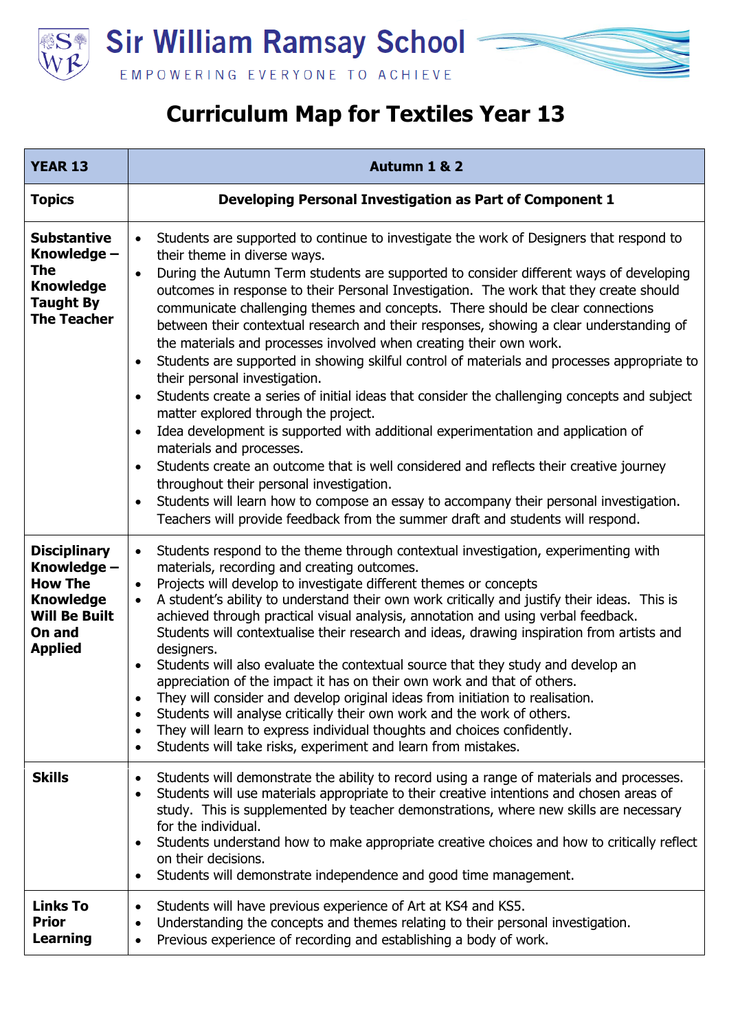# Sir William Ramsay School

EMPOWERING EVERYONE TO ACHIEVE

## Curriculum Map for Textiles Year 13

| **YEAR 13** | **Autumn 1 & 2** |
|---|---|
| **Topics** | **Developing Personal Investigation as Part of Component 1** |
| **Substantive Knowledge – The Knowledge Taught By The Teacher** | • Students are supported to continue to investigate the work of Designers that respond to their theme in diverse ways.<br>• During the Autumn Term students are supported to consider different ways of developing outcomes in response to their Personal Investigation. The work that they create should communicate challenging themes and concepts. There should be clear connections between their contextual research and their responses, showing a clear understanding of the materials and processes involved when creating their own work.<br>• Students are supported in showing skilful control of materials and processes appropriate to their personal investigation.<br>• Students create a series of initial ideas that consider the challenging concepts and subject matter explored through the project.<br>• Idea development is supported with additional experimentation and application of materials and processes.<br>• Students create an outcome that is well considered and reflects their creative journey throughout their personal investigation.<br>• Students will learn how to compose an essay to accompany their personal investigation. Teachers will provide feedback from the summer draft and students will respond. |
| **Disciplinary Knowledge – How The Knowledge Will Be Built On and Applied** | • Students respond to the theme through contextual investigation, experimenting with materials, recording and creating outcomes.<br>• Projects will develop to investigate different themes or concepts<br>• A student's ability to understand their own work critically and justify their ideas. This is achieved through practical visual analysis, annotation and using verbal feedback. Students will contextualise their research and ideas, drawing inspiration from artists and designers.<br>• Students will also evaluate the contextual source that they study and develop an appreciation of the impact it has on their own work and that of others.<br>• They will consider and develop original ideas from initiation to realisation.<br>• Students will analyse critically their own work and the work of others.<br>• They will learn to express individual thoughts and choices confidently.<br>• Students will take risks, experiment and learn from mistakes. |
| **Skills** | • Students will demonstrate the ability to record using a range of materials and processes.<br>• Students will use materials appropriate to their creative intentions and chosen areas of study. This is supplemented by teacher demonstrations, where new skills are necessary for the individual.<br>• Students understand how to make appropriate creative choices and how to critically reflect on their decisions.<br>• Students will demonstrate independence and good time management. |
| **Links To Prior Learning** | • Students will have previous experience of Art at KS4 and KS5.<br>• Understanding the concepts and themes relating to their personal investigation.<br>• Previous experience of recording and establishing a body of work. |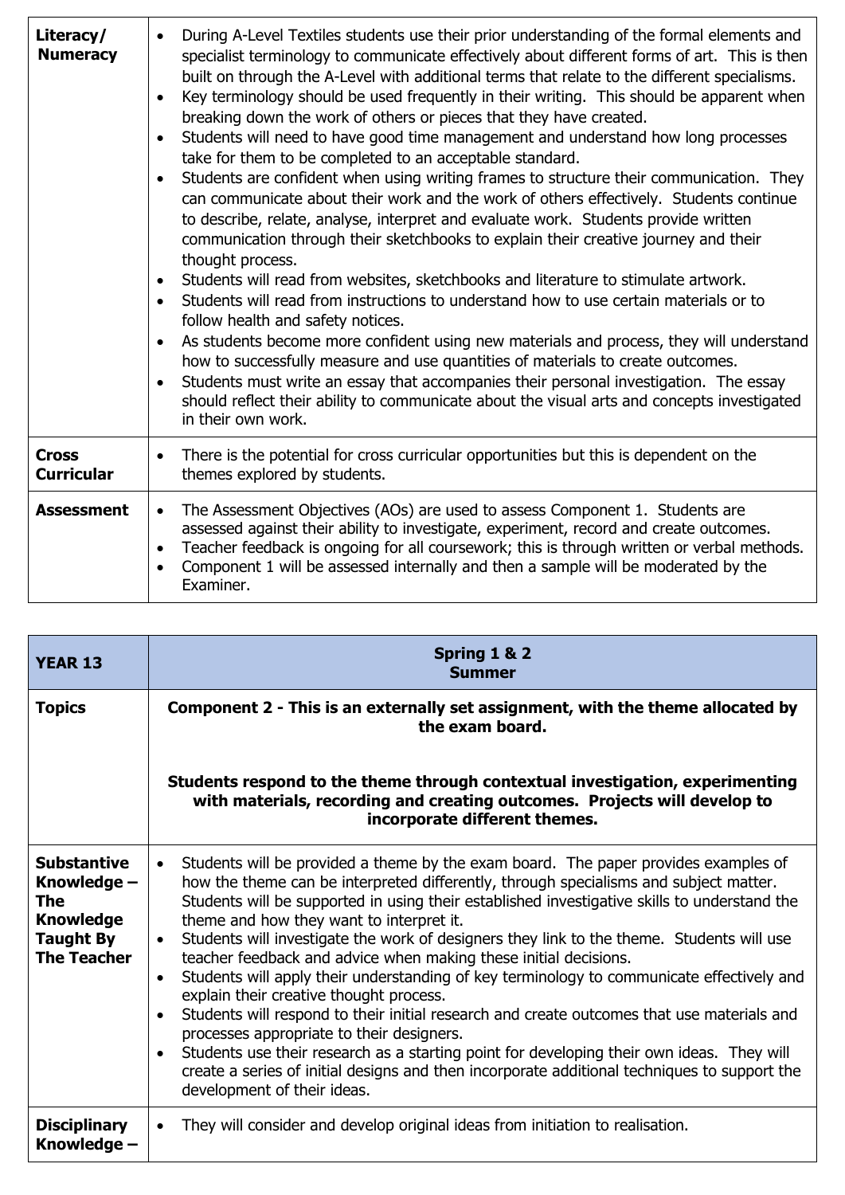| **Literacy/ Numeracy** | • During A-Level Textiles students use their prior understanding of the formal elements and specialist terminology to communicate effectively about different forms of art. This is then built on through the A-Level with additional terms that relate to the different specialisms.<br>• Key terminology should be used frequently in their writing. This should be apparent when breaking down the work of others or pieces that they have created.<br>• Students will need to have good time management and understand how long processes take for them to be completed to an acceptable standard.<br>• Students are confident when using writing frames to structure their communication. They can communicate about their work and the work of others effectively. Students continue to describe, relate, analyse, interpret and evaluate work. Students provide written communication through their sketchbooks to explain their creative journey and their thought process.<br>• Students will read from websites, sketchbooks and literature to stimulate artwork.<br>• Students will read from instructions to understand how to use certain materials or to follow health and safety notices.<br>• As students become more confident using new materials and process, they will understand how to successfully measure and use quantities of materials to create outcomes.<br>• Students must write an essay that accompanies their personal investigation. The essay should reflect their ability to communicate about the visual arts and concepts investigated in their own work. |
|---|---|
| **Cross Curricular** | • There is the potential for cross curricular opportunities but this is dependent on the themes explored by students. |
| **Assessment** | • The Assessment Objectives (AOs) are used to assess Component 1. Students are assessed against their ability to investigate, experiment, record and create outcomes.<br>• Teacher feedback is ongoing for all coursework; this is through written or verbal methods.<br>• Component 1 will be assessed internally and then a sample will be moderated by the Examiner. |

| **YEAR 13** | **Spring 1 & 2<br>Summer** |
|---|---|
| **Topics** | **Component 2 - This is an externally set assignment, with the theme allocated by the exam board.**<br><br>**Students respond to the theme through contextual investigation, experimenting with materials, recording and creating outcomes. Projects will develop to incorporate different themes.** |
| **Substantive Knowledge – The Knowledge Taught By The Teacher** | • Students will be provided a theme by the exam board. The paper provides examples of how the theme can be interpreted differently, through specialisms and subject matter. Students will be supported in using their established investigative skills to understand the theme and how they want to interpret it.<br>• Students will investigate the work of designers they link to the theme. Students will use teacher feedback and advice when making these initial decisions.<br>• Students will apply their understanding of key terminology to communicate effectively and explain their creative thought process.<br>• Students will respond to their initial research and create outcomes that use materials and processes appropriate to their designers.<br>• Students use their research as a starting point for developing their own ideas. They will create a series of initial designs and then incorporate additional techniques to support the development of their ideas. |
| **Disciplinary Knowledge –** | • They will consider and develop original ideas from initiation to realisation. |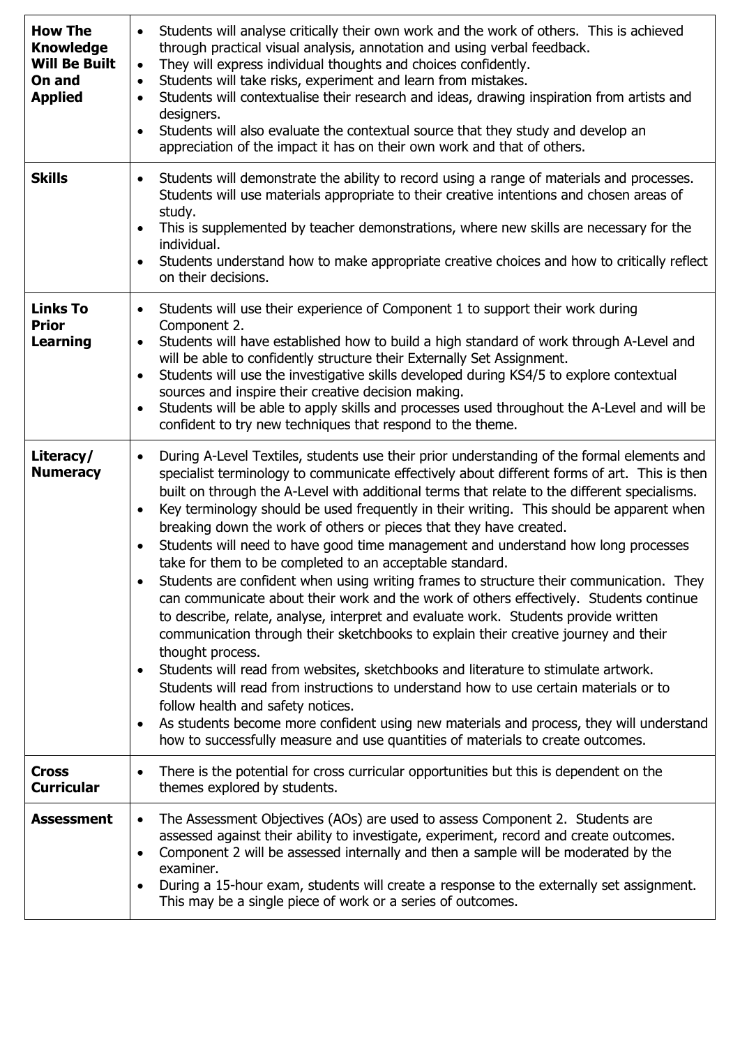| | |
|---|---|
| **How The Knowledge Will Be Built On and Applied** | • Students will analyse critically their own work and the work of others. This is achieved through practical visual analysis, annotation and using verbal feedback.<br>• They will express individual thoughts and choices confidently.<br>• Students will take risks, experiment and learn from mistakes.<br>• Students will contextualise their research and ideas, drawing inspiration from artists and designers.<br>• Students will also evaluate the contextual source that they study and develop an appreciation of the impact it has on their own work and that of others. |
| **Skills** | • Students will demonstrate the ability to record using a range of materials and processes. Students will use materials appropriate to their creative intentions and chosen areas of study.<br>• This is supplemented by teacher demonstrations, where new skills are necessary for the individual.<br>• Students understand how to make appropriate creative choices and how to critically reflect on their decisions. |
| **Links To Prior Learning** | • Students will use their experience of Component 1 to support their work during Component 2.<br>• Students will have established how to build a high standard of work through A-Level and will be able to confidently structure their Externally Set Assignment.<br>• Students will use the investigative skills developed during KS4/5 to explore contextual sources and inspire their creative decision making.<br>• Students will be able to apply skills and processes used throughout the A-Level and will be confident to try new techniques that respond to the theme. |
| **Literacy/ Numeracy** | • During A-Level Textiles, students use their prior understanding of the formal elements and specialist terminology to communicate effectively about different forms of art. This is then built on through the A-Level with additional terms that relate to the different specialisms.<br>• Key terminology should be used frequently in their writing. This should be apparent when breaking down the work of others or pieces that they have created.<br>• Students will need to have good time management and understand how long processes take for them to be completed to an acceptable standard.<br>• Students are confident when using writing frames to structure their communication. They can communicate about their work and the work of others effectively. Students continue to describe, relate, analyse, interpret and evaluate work. Students provide written communication through their sketchbooks to explain their creative journey and their thought process.<br>• Students will read from websites, sketchbooks and literature to stimulate artwork. Students will read from instructions to understand how to use certain materials or to follow health and safety notices.<br>• As students become more confident using new materials and process, they will understand how to successfully measure and use quantities of materials to create outcomes. |
| **Cross Curricular** | • There is the potential for cross curricular opportunities but this is dependent on the themes explored by students. |
| **Assessment** | • The Assessment Objectives (AOs) are used to assess Component 2. Students are assessed against their ability to investigate, experiment, record and create outcomes.<br>• Component 2 will be assessed internally and then a sample will be moderated by the examiner.<br>• During a 15-hour exam, students will create a response to the externally set assignment. This may be a single piece of work or a series of outcomes. |